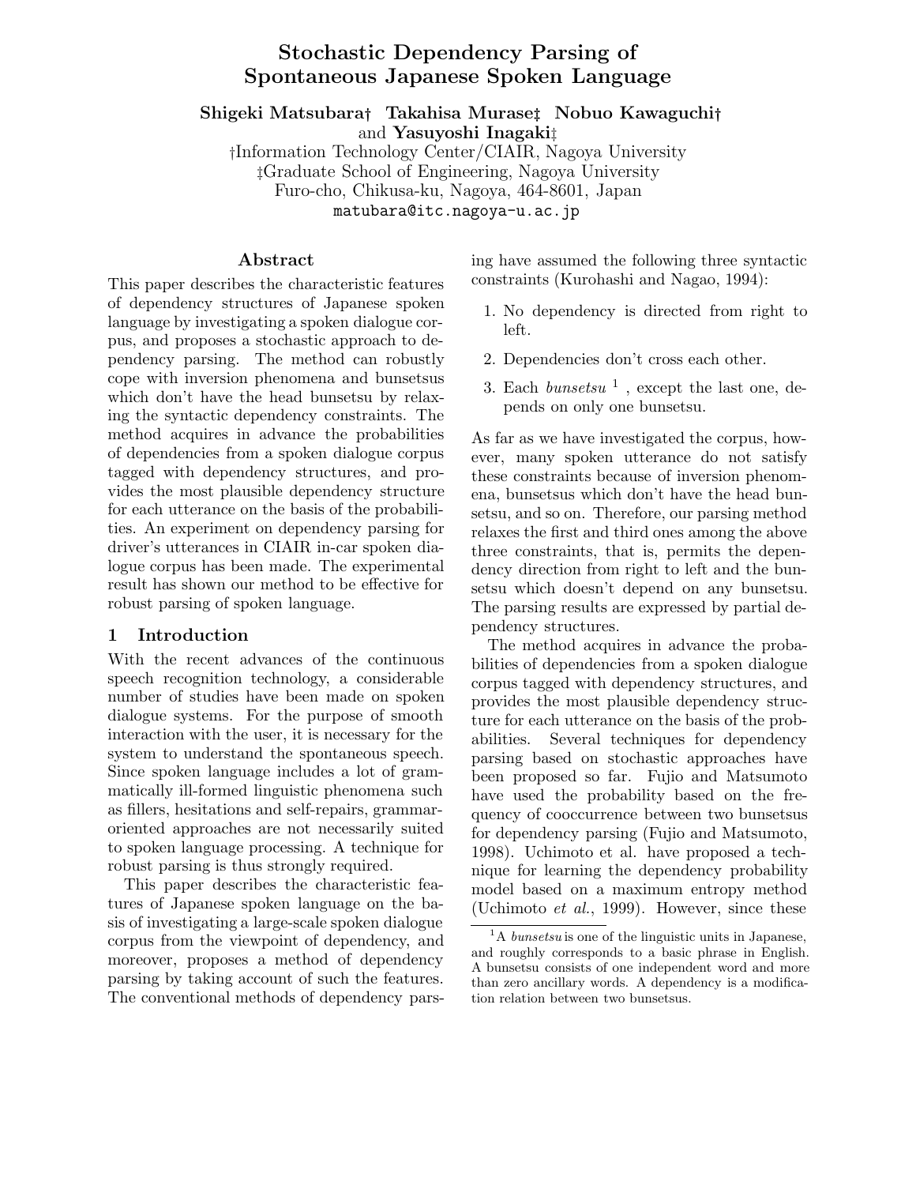# Stochastic Dependency Parsing of Spontaneous Japanese Spoken Language

**Shigeki Matsubara**† **Takahisa Murase**‡ **Nobuo Kawaguchi**† and **Yasuyoshi Inagaki**‡

†Information Technology Center/CIAIR, Nagoya University
‡Graduate School of Engineering, Nagoya University
Furo-cho, Chikusa-ku, Nagoya, 464-8601, Japan
matubara@itc.nagoya-u.ac.jp

## Abstract

This paper describes the characteristic features of dependency structures of Japanese spoken language by investigating a spoken dialogue corpus, and proposes a stochastic approach to dependency parsing. The method can robustly cope with inversion phenomena and bunsetsus which don't have the head bunsetsu by relaxing the syntactic dependency constraints. The method acquires in advance the probabilities of dependencies from a spoken dialogue corpus tagged with dependency structures, and provides the most plausible dependency structure for each utterance on the basis of the probabilities. An experiment on dependency parsing for driver's utterances in CIAIR in-car spoken dialogue corpus has been made. The experimental result has shown our method to be effective for robust parsing of spoken language.

## 1 Introduction

With the recent advances of the continuous speech recognition technology, a considerable number of studies have been made on spoken dialogue systems. For the purpose of smooth interaction with the user, it is necessary for the system to understand the spontaneous speech. Since spoken language includes a lot of grammatically ill-formed linguistic phenomena such as fillers, hesitations and self-repairs, grammar-oriented approaches are not necessarily suited to spoken language processing. A technique for robust parsing is thus strongly required.

This paper describes the characteristic features of Japanese spoken language on the basis of investigating a large-scale spoken dialogue corpus from the viewpoint of dependency, and moreover, proposes a method of dependency parsing by taking account of such the features. The conventional methods of dependency parsing have assumed the following three syntactic constraints (Kurohashi and Nagao, 1994):

1. No dependency is directed from right to left.
2. Dependencies don't cross each other.
3. Each *bunsetsu* [1], except the last one, depends on only one bunsetsu.

As far as we have investigated the corpus, however, many spoken utterance do not satisfy these constraints because of inversion phenomena, bunsetsus which don't have the head bunsetsu, and so on. Therefore, our parsing method relaxes the first and third ones among the above three constraints, that is, permits the dependency direction from right to left and the bunsetsu which doesn't depend on any bunsetsu. The parsing results are expressed by partial dependency structures.

The method acquires in advance the probabilities of dependencies from a spoken dialogue corpus tagged with dependency structures, and provides the most plausible dependency structure for each utterance on the basis of the probabilities. Several techniques for dependency parsing based on stochastic approaches have been proposed so far. Fujio and Matsumoto have used the probability based on the frequency of cooccurrence between two bunsetsus for dependency parsing (Fujio and Matsumoto, 1998). Uchimoto et al. have proposed a technique for learning the dependency probability model based on a maximum entropy method (Uchimoto *et al.*, 1999). However, since these

[1] A *bunsetsu* is one of the linguistic units in Japanese, and roughly corresponds to a basic phrase in English. A bunsetsu consists of one independent word and more than zero ancillary words. A dependency is a modification relation between two bunsetsus.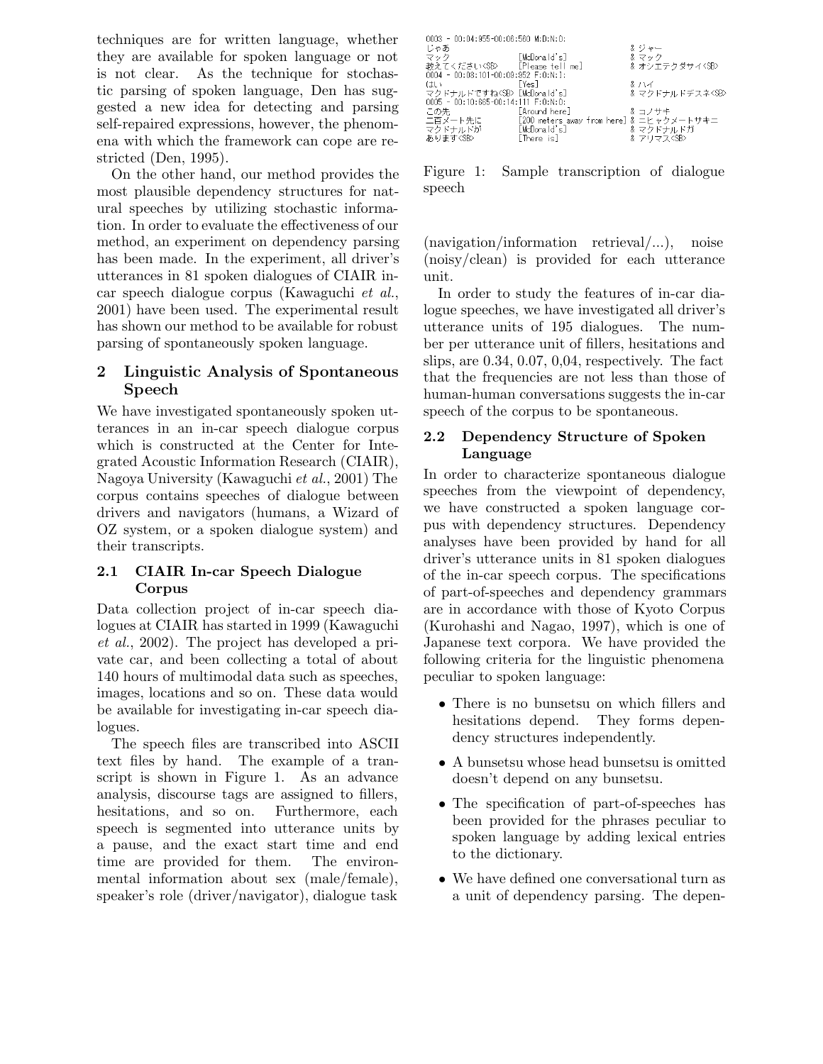techniques are for written language, whether they are available for spoken language or not is not clear. As the technique for stochastic parsing of spoken language, Den has suggested a new idea for detecting and parsing self-repaired expressions, however, the phenomena with which the framework can cope are restricted (Den, 1995).

On the other hand, our method provides the most plausible dependency structures for natural speeches by utilizing stochastic information. In order to evaluate the effectiveness of our method, an experiment on dependency parsing has been made. In the experiment, all driver's utterances in 81 spoken dialogues of CIAIR in-car speech dialogue corpus (Kawaguchi *et al.*, 2001) have been used. The experimental result has shown our method to be available for robust parsing of spontaneously spoken language.

## 2 Linguistic Analysis of Spontaneous Speech

We have investigated spontaneously spoken utterances in an in-car speech dialogue corpus which is constructed at the Center for Integrated Acoustic Information Research (CIAIR), Nagoya University (Kawaguchi *et al.*, 2001) The corpus contains speeches of dialogue between drivers and navigators (humans, a Wizard of OZ system, or a spoken dialogue system) and their transcripts.

### 2.1 CIAIR In-car Speech Dialogue Corpus

Data collection project of in-car speech dialogues at CIAIR has started in 1999 (Kawaguchi *et al.*, 2002). The project has developed a private car, and been collecting a total of about 140 hours of multimodal data such as speeches, images, locations and so on. These data would be available for investigating in-car speech dialogues.

The speech files are transcribed into ASCII text files by hand. The example of a transcript is shown in Figure 1. As an advance analysis, discourse tags are assigned to fillers, hesitations, and so on. Furthermore, each speech is segmented into utterance units by a pause, and the exact start time and end time are provided for them. The environmental information about sex (male/female), speaker's role (driver/navigator), dialogue task (navigation/information retrieval/...), noise (noisy/clean) is provided for each utterance unit.

```
0003 - 00:04:955-00:06:580 M:D:N:0:
じゃあ                                          & ジャー
マック              [McDonald's]                & マック
教えてください<SB>  [Please tell me]            & オシエテクダサイ<SB>
0004 - 00:08:101-00:08:852 F:0:N:1:
はい                [Yes]                       & ハイ
マクドナルドですね<SB> [McDonald's]             & マクドナルドデスネ<SB>
0005 - 00:10:665-00:14:111 F:0:N:0:
この先              [Around here]               & コノサキ
二百メートル先に    [200 meters away from here] & ニヒャクメートサキニ
マクドナルドが      [McDonald's]                & マクドナルドガ
あります<SB>        [There is]                  & アリマス<SB>
```

Figure 1: Sample transcription of dialogue speech

In order to study the features of in-car dialogue speeches, we have investigated all driver's utterance units of 195 dialogues. The number per utterance unit of fillers, hesitations and slips, are 0.34, 0.07, 0,04, respectively. The fact that the frequencies are not less than those of human-human conversations suggests the in-car speech of the corpus to be spontaneous.

### 2.2 Dependency Structure of Spoken Language

In order to characterize spontaneous dialogue speeches from the viewpoint of dependency, we have constructed a spoken language corpus with dependency structures. Dependency analyses have been provided by hand for all driver's utterance units in 81 spoken dialogues of the in-car speech corpus. The specifications of part-of-speeches and dependency grammars are in accordance with those of Kyoto Corpus (Kurohashi and Nagao, 1997), which is one of Japanese text corpora. We have provided the following criteria for the linguistic phenomena peculiar to spoken language:

- There is no bunsetsu on which fillers and hesitations depend. They forms dependency structures independently.
- A bunsetsu whose head bunsetsu is omitted doesn't depend on any bunsetsu.
- The specification of part-of-speeches has been provided for the phrases peculiar to spoken language by adding lexical entries to the dictionary.
- We have defined one conversational turn as a unit of dependency parsing. The depen-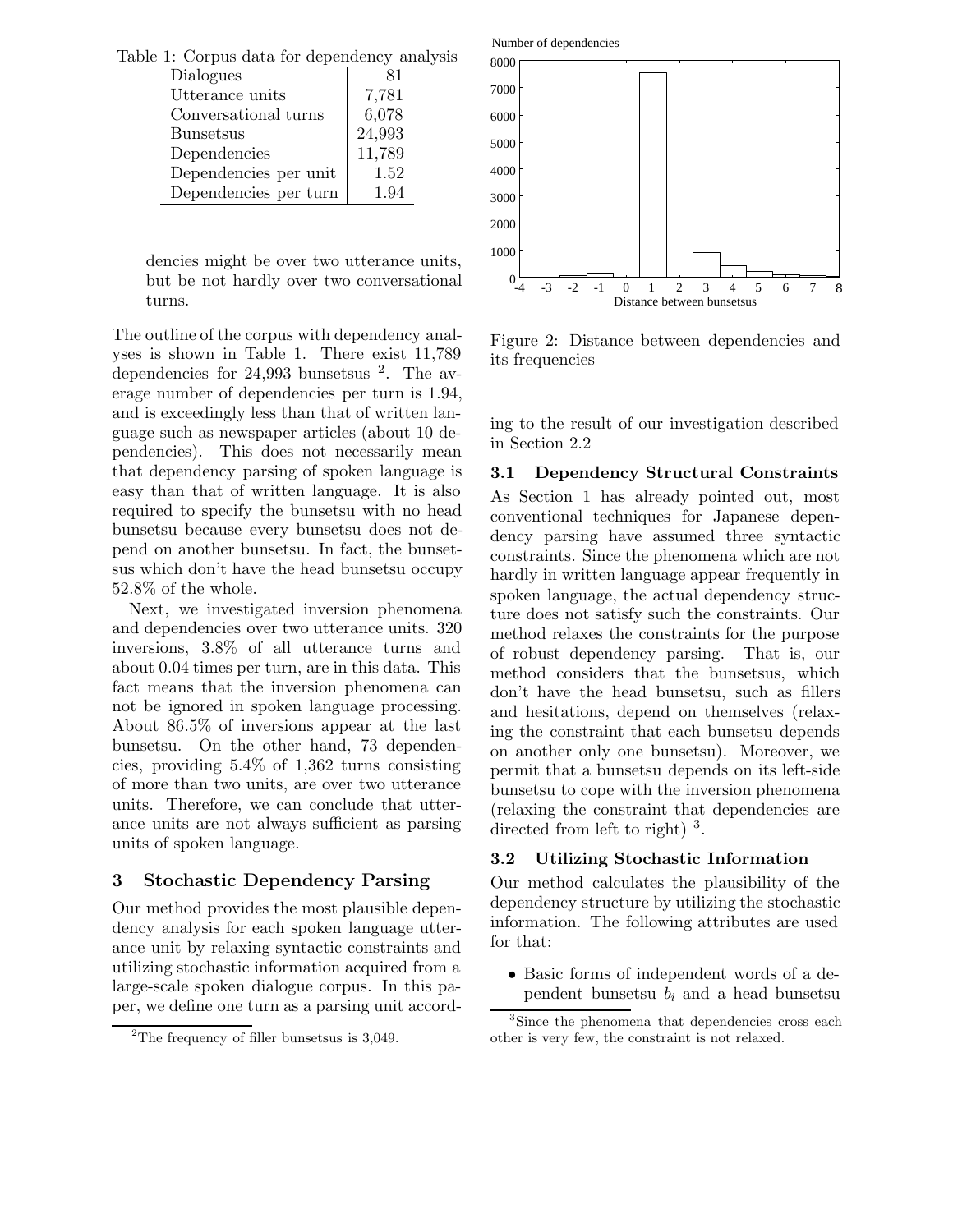Table 1: Corpus data for dependency analysis

| | |
|---|---|
| Dialogues | 81 |
| Utterance units | 7,781 |
| Conversational turns | 6,078 |
| Bunsetsus | 24,993 |
| Dependencies | 11,789 |
| Dependencies per unit | 1.52 |
| Dependencies per turn | 1.94 |

dencies might be over two utterance units, but be not hardly over two conversational turns.

The outline of the corpus with dependency analyses is shown in Table 1. There exist 11,789 dependencies for 24,993 bunsetsus [2]. The average number of dependencies per turn is 1.94, and is exceedingly less than that of written language such as newspaper articles (about 10 dependencies). This does not necessarily mean that dependency parsing of spoken language is easy than that of written language. It is also required to specify the bunsetsu with no head bunsetsu because every bunsetsu does not depend on another bunsetsu. In fact, the bunsetsus which don't have the head bunsetsu occupy 52.8% of the whole.

Next, we investigated inversion phenomena and dependencies over two utterance units. 320 inversions, 3.8% of all utterance turns and about 0.04 times per turn, are in this data. This fact means that the inversion phenomena can not be ignored in spoken language processing. About 86.5% of inversions appear at the last bunsetsu. On the other hand, 73 dependencies, providing 5.4% of 1,362 turns consisting of more than two units, are over two utterance units. Therefore, we can conclude that utterance units are not always sufficient as parsing units of spoken language.

[2] The frequency of filler bunsetsus is 3,049.

Figure 2: Distance between dependencies and its frequencies

## 3 Stochastic Dependency Parsing

Our method provides the most plausible dependency analysis for each spoken language utterance unit by relaxing syntactic constraints and utilizing stochastic information acquired from a large-scale spoken dialogue corpus. In this paper, we define one turn as a parsing unit according to the result of our investigation described in Section 2.2

### 3.1 Dependency Structural Constraints

As Section 1 has already pointed out, most conventional techniques for Japanese dependency parsing have assumed three syntactic constraints. Since the phenomena which are not hardly in written language appear frequently in spoken language, the actual dependency structure does not satisfy such the constraints. Our method relaxes the constraints for the purpose of robust dependency parsing. That is, our method considers that the bunsetsus, which don't have the head bunsetsu, such as fillers and hesitations, depend on themselves (relaxing the constraint that each bunsetsu depends on another only one bunsetsu). Moreover, we permit that a bunsetsu depends on its left-side bunsetsu to cope with the inversion phenomena (relaxing the constraint that dependencies are directed from left to right) [3].

### 3.2 Utilizing Stochastic Information

Our method calculates the plausibility of the dependency structure by utilizing the stochastic information. The following attributes are used for that:

- Basic forms of independent words of a dependent bunsetsu $b_i$ and a head bunsetsu

[3] Since the phenomena that dependencies cross each other is very few, the constraint is not relaxed.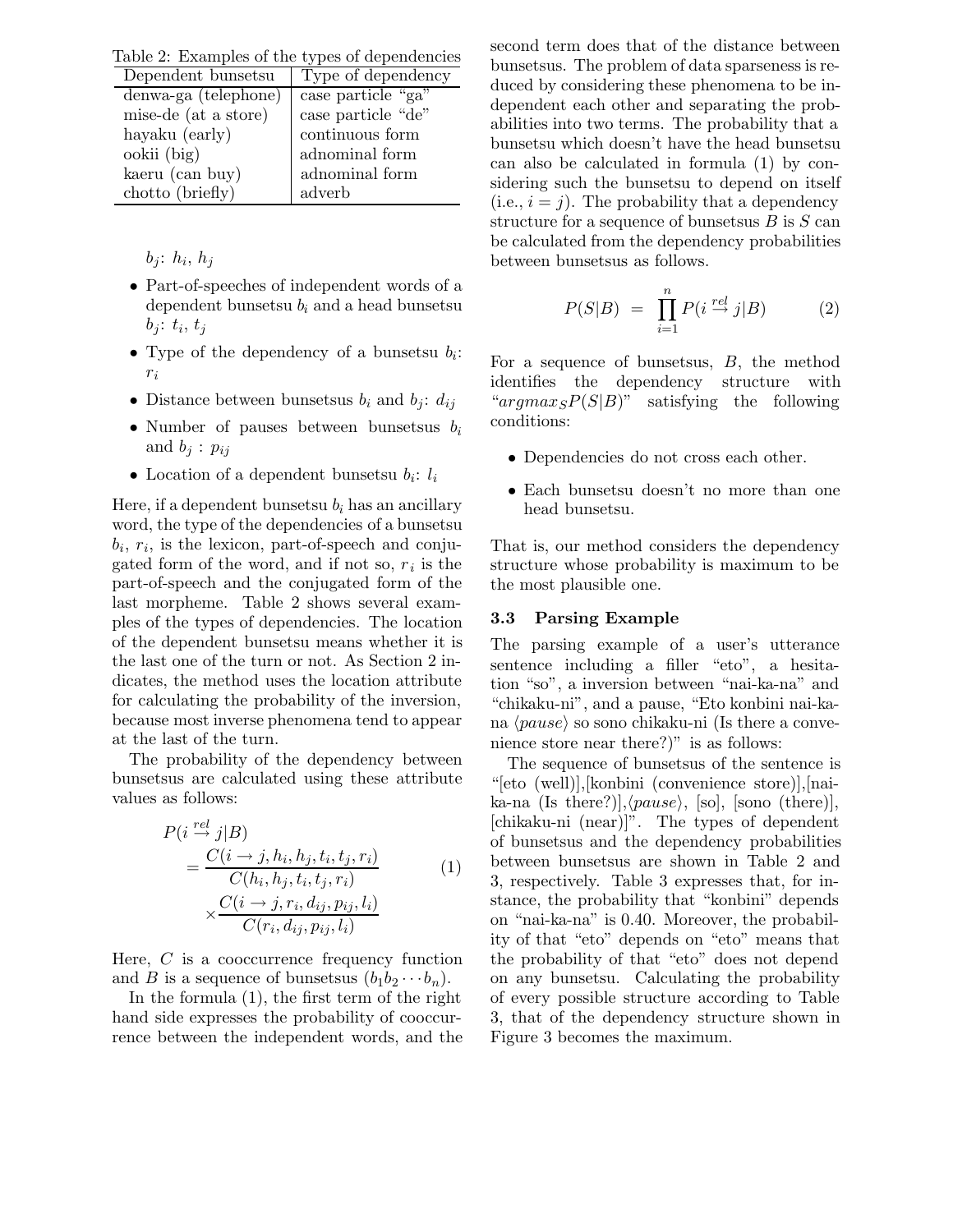Table 2: Examples of the types of dependencies

| Dependent bunsetsu | Type of dependency |
| --- | --- |
| denwa-ga (telephone) | case particle "ga" |
| mise-de (at a store) | case particle "de" |
| hayaku (early) | continuous form |
| ookii (big) | adnominal form |
| kaeru (can buy) | adnominal form |
| chotto (briefly) | adverb |

$b_j$: $h_i$, $h_j$

- Part-of-speeches of independent words of a dependent bunsetsu $b_i$ and a head bunsetsu $b_j$: $t_i$, $t_j$
- Type of the dependency of a bunsetsu $b_i$: $r_i$
- Distance between bunsetsus $b_i$ and $b_j$: $d_{ij}$
- Number of pauses between bunsetsus $b_i$ and $b_j$ : $p_{ij}$
- Location of a dependent bunsetsu $b_i$: $l_i$

Here, if a dependent bunsetsu $b_i$ has an ancillary word, the type of the dependencies of a bunsetsu $b_i$, $r_i$, is the lexicon, part-of-speech and conjugated form of the word, and if not so, $r_i$ is the part-of-speech and the conjugated form of the last morpheme. Table 2 shows several examples of the types of dependencies. The location of the dependent bunsetsu means whether it is the last one of the turn or not. As Section 2 indicates, the method uses the location attribute for calculating the probability of the inversion, because most inverse phenomena tend to appear at the last of the turn.

The probability of the dependency between bunsetsus are calculated using these attribute values as follows:

$$P(i \stackrel{rel}{\rightarrow} j|B) = \frac{C(i \rightarrow j, h_i, h_j, t_i, t_j, r_i)}{C(h_i, h_j, t_i, t_j, r_i)} \times \frac{C(i \rightarrow j, r_i, d_{ij}, p_{ij}, l_i)}{C(r_i, d_{ij}, p_{ij}, l_i)} \quad (1)$$

Here, $C$ is a cooccurrence frequency function and $B$ is a sequence of bunsetsus ($b_1 b_2 \cdots b_n$).

In the formula (1), the first term of the right hand side expresses the probability of cooccurrence between the independent words, and the second term does that of the distance between bunsetsus. The problem of data sparseness is reduced by considering these phenomena to be independent each other and separating the probabilities into two terms. The probability that a bunsetsu which doesn't have the head bunsetsu can also be calculated in formula (1) by considering such the bunsetsu to depend on itself (i.e., $i = j$). The probability that a dependency structure for a sequence of bunsetsus $B$ is $S$ can be calculated from the dependency probabilities between bunsetsus as follows.

$$P(S|B) = \prod_{i=1}^{n} P(i \stackrel{rel}{\rightarrow} j|B) \quad (2)$$

For a sequence of bunsetsus, $B$, the method identifies the dependency structure with "$argmax_S P(S|B)$" satisfying the following conditions:

- Dependencies do not cross each other.
- Each bunsetsu doesn't no more than one head bunsetsu.

That is, our method considers the dependency structure whose probability is maximum to be the most plausible one.

### 3.3 Parsing Example

The parsing example of a user's utterance sentence including a filler "eto", a hesitation "so", a inversion between "nai-ka-na" and "chikaku-ni", and a pause, "Eto konbini nai-ka-na ⟨*pause*⟩ so sono chikaku-ni (Is there a convenience store near there?)" is as follows:

The sequence of bunsetsus of the sentence is "[eto (well)],[konbini (convenience store)],[nai-ka-na (Is there?)],⟨*pause*⟩, [so], [sono (there)], [chikaku-ni (near)]". The types of dependent of bunsetsus and the dependency probabilities between bunsetsus are shown in Table 2 and 3, respectively. Table 3 expresses that, for instance, the probability that "konbini" depends on "nai-ka-na" is 0.40. Moreover, the probability of that "eto" depends on "eto" means that the probability of that "eto" does not depend on any bunsetsu. Calculating the probability of every possible structure according to Table 3, that of the dependency structure shown in Figure 3 becomes the maximum.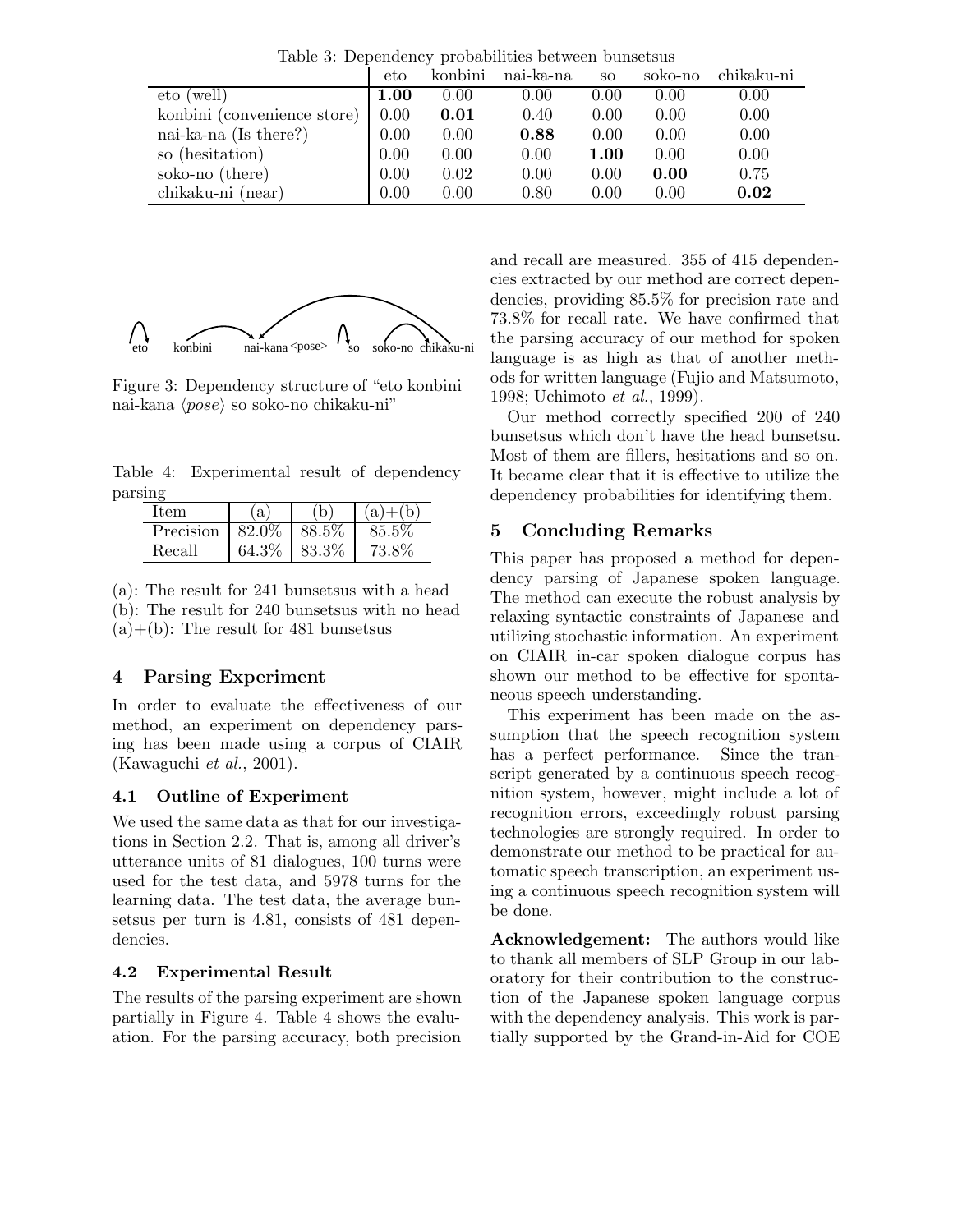Table 3: Dependency probabilities between bunsetsus

| | eto | konbini | nai-ka-na | so | soko-no | chikaku-ni |
|---|---|---|---|---|---|---|
| eto (well) | **1.00** | 0.00 | 0.00 | 0.00 | 0.00 | 0.00 |
| konbini (convenience store) | 0.00 | **0.01** | 0.40 | 0.00 | 0.00 | 0.00 |
| nai-ka-na (Is there?) | 0.00 | 0.00 | **0.88** | 0.00 | 0.00 | 0.00 |
| so (hesitation) | 0.00 | 0.00 | 0.00 | **1.00** | 0.00 | 0.00 |
| soko-no (there) | 0.00 | 0.02 | 0.00 | 0.00 | **0.00** | 0.75 |
| chikaku-ni (near) | 0.00 | 0.00 | 0.80 | 0.00 | 0.00 | **0.02** |

eto konbini nai-kana <pose> so soko-no chikaku-ni

Figure 3: Dependency structure of "eto konbini nai-kana ⟨*pose*⟩ so soko-no chikaku-ni"

Table 4: Experimental result of dependency parsing

| Item | (a) | (b) | (a)+(b) |
|---|---|---|---|
| Precision | 82.0% | 88.5% | 85.5% |
| Recall | 64.3% | 83.3% | 73.8% |

(a): The result for 241 bunsetsus with a head
(b): The result for 240 bunsetsus with no head
(a)+(b): The result for 481 bunsetsus

## 4 Parsing Experiment

In order to evaluate the effectiveness of our method, an experiment on dependency parsing has been made using a corpus of CIAIR (Kawaguchi *et al.*, 2001).

### 4.1 Outline of Experiment

We used the same data as that for our investigations in Section 2.2. That is, among all driver's utterance units of 81 dialogues, 100 turns were used for the test data, and 5978 turns for the learning data. The test data, the average bunsetsus per turn is 4.81, consists of 481 dependencies.

### 4.2 Experimental Result

The results of the parsing experiment are shown partially in Figure 4. Table 4 shows the evaluation. For the parsing accuracy, both precision and recall are measured. 355 of 415 dependencies extracted by our method are correct dependencies, providing 85.5% for precision rate and 73.8% for recall rate. We have confirmed that the parsing accuracy of our method for spoken language is as high as that of another methods for written language (Fujio and Matsumoto, 1998; Uchimoto *et al.*, 1999).

Our method correctly specified 200 of 240 bunsetsus which don't have the head bunsetsu. Most of them are fillers, hesitations and so on. It became clear that it is effective to utilize the dependency probabilities for identifying them.

## 5 Concluding Remarks

This paper has proposed a method for dependency parsing of Japanese spoken language. The method can execute the robust analysis by relaxing syntactic constraints of Japanese and utilizing stochastic information. An experiment on CIAIR in-car spoken dialogue corpus has shown our method to be effective for spontaneous speech understanding.

This experiment has been made on the assumption that the speech recognition system has a perfect performance. Since the transcript generated by a continuous speech recognition system, however, might include a lot of recognition errors, exceedingly robust parsing technologies are strongly required. In order to demonstrate our method to be practical for automatic speech transcription, an experiment using a continuous speech recognition system will be done.

**Acknowledgement:** The authors would like to thank all members of SLP Group in our laboratory for their contribution to the construction of the Japanese spoken language corpus with the dependency analysis. This work is partially supported by the Grand-in-Aid for COE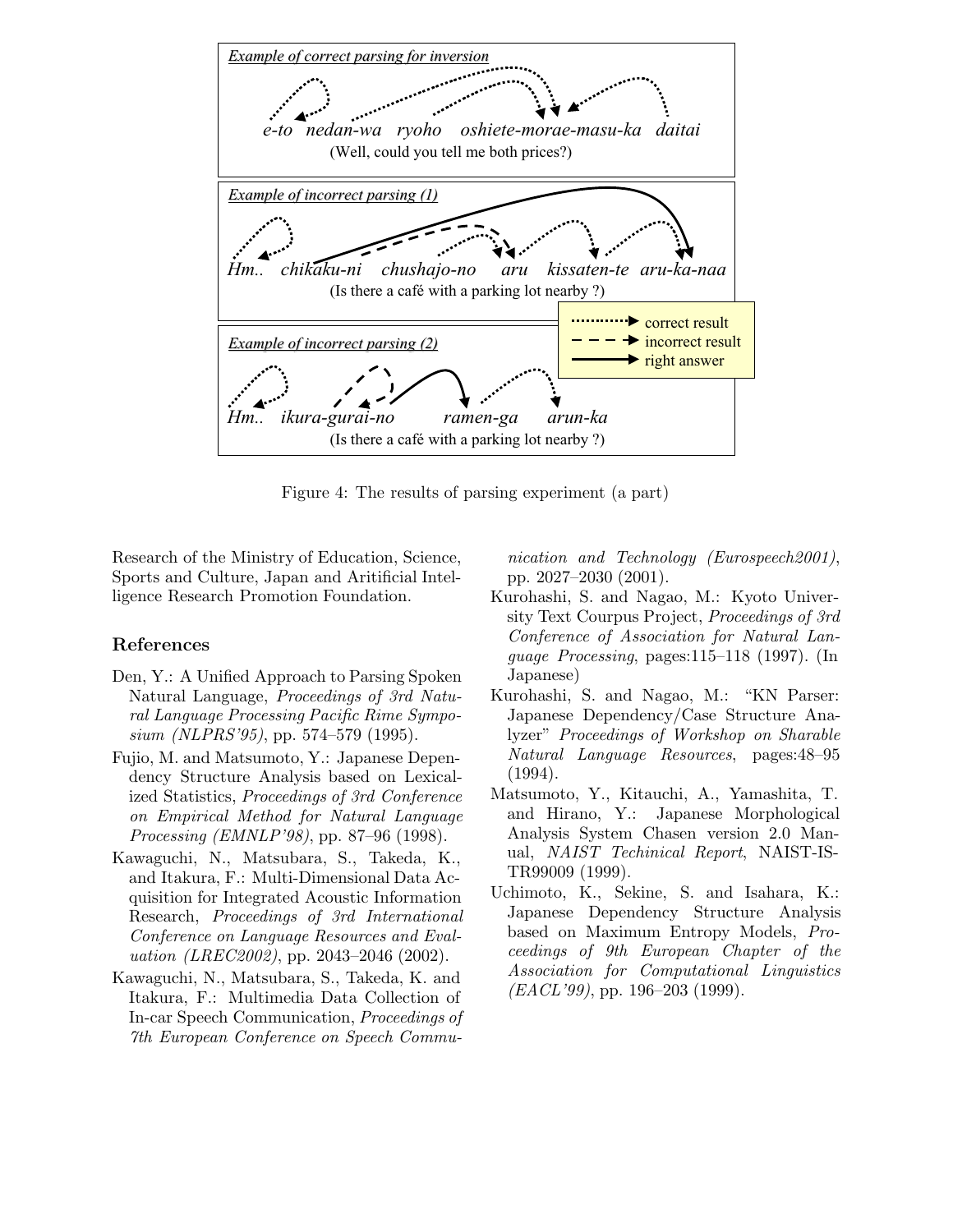*Example of correct parsing for inversion*

*e-to nedan-wa ryoho oshiete-morae-masu-ka daitai*

(Well, could you tell me both prices?)

*Example of incorrect parsing (1)*

*Hm.. chikaku-ni chushajo-no aru kissaten-te aru-ka-naa*

(Is there a café with a parking lot nearby ?)

*Example of incorrect parsing (2)*

*Hm.. ikura-gurai-no ramen-ga arun-ka*

(Is there a café with a parking lot nearby ?)

correct result
incorrect result
right answer

Figure 4: The results of parsing experiment (a part)

Research of the Ministry of Education, Science, Sports and Culture, Japan and Aritificial Intelligence Research Promotion Foundation.

## References

- Den, Y.: A Unified Approach to Parsing Spoken Natural Language, *Proceedings of 3rd Natural Language Processing Pacific Rime Symposium (NLPRS'95)*, pp. 574–579 (1995).
- Fujio, M. and Matsumoto, Y.: Japanese Dependency Structure Analysis based on Lexicalized Statistics, *Proceedings of 3rd Conference on Empirical Method for Natural Language Processing (EMNLP'98)*, pp. 87–96 (1998).
- Kawaguchi, N., Matsubara, S., Takeda, K., and Itakura, F.: Multi-Dimensional Data Acquisition for Integrated Acoustic Information Research, *Proceedings of 3rd International Conference on Language Resources and Evaluation (LREC2002)*, pp. 2043–2046 (2002).
- Kawaguchi, N., Matsubara, S., Takeda, K. and Itakura, F.: Multimedia Data Collection of In-car Speech Communication, *Proceedings of 7th European Conference on Speech Communication and Technology (Eurospeech2001)*, pp. 2027–2030 (2001).
- Kurohashi, S. and Nagao, M.: Kyoto University Text Courpus Project, *Proceedings of 3rd Conference of Association for Natural Language Processing*, pages:115–118 (1997). (In Japanese)
- Kurohashi, S. and Nagao, M.: "KN Parser: Japanese Dependency/Case Structure Analyzer" *Proceedings of Workshop on Sharable Natural Language Resources*, pages:48–95 (1994).
- Matsumoto, Y., Kitauchi, A., Yamashita, T. and Hirano, Y.: Japanese Morphological Analysis System Chasen version 2.0 Manual, *NAIST Techinical Report*, NAIST-IS-TR99009 (1999).
- Uchimoto, K., Sekine, S. and Isahara, K.: Japanese Dependency Structure Analysis based on Maximum Entropy Models, *Proceedings of 9th European Chapter of the Association for Computational Linguistics (EACL'99)*, pp. 196–203 (1999).